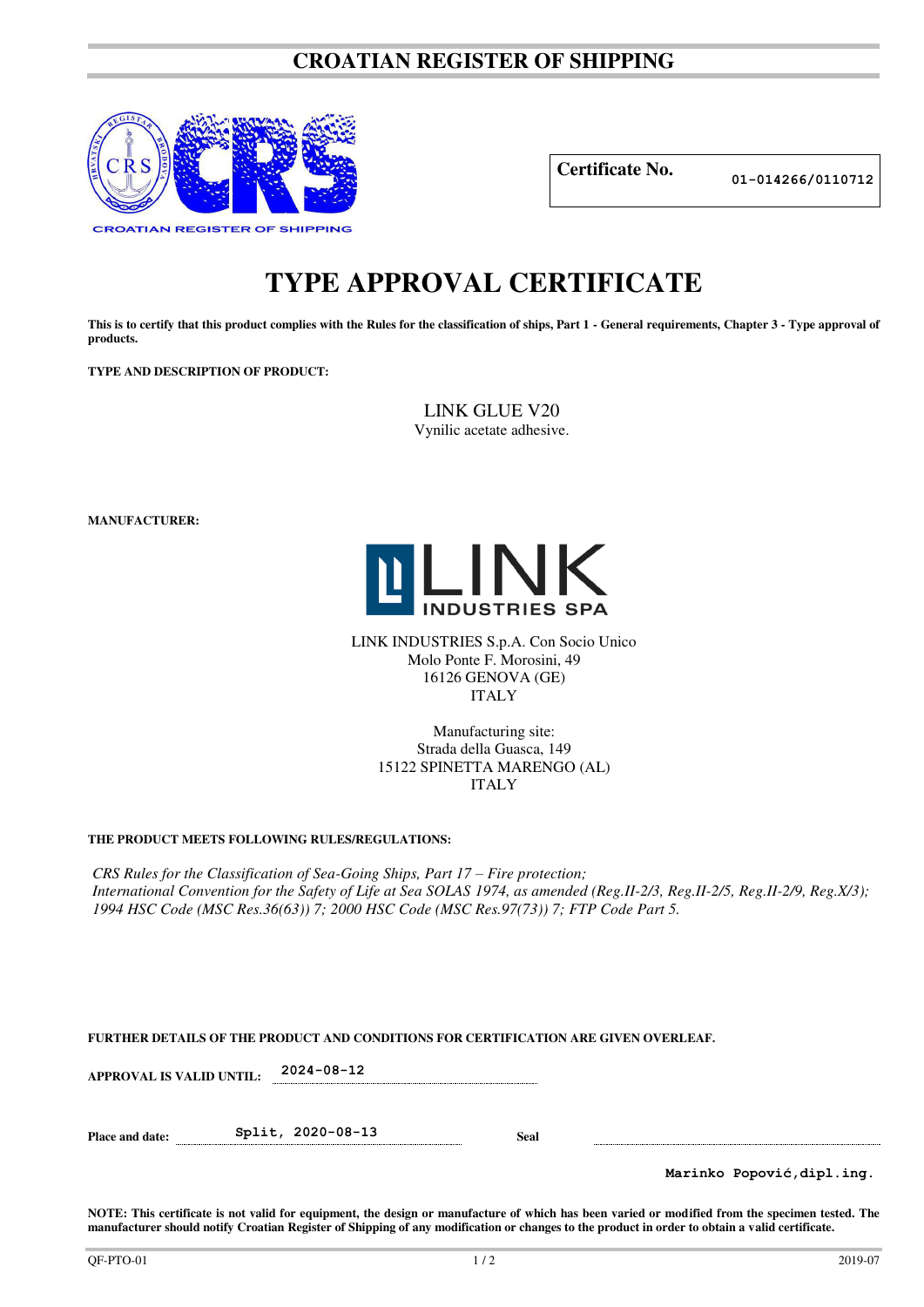# CROATIAN REGISTER OF SHIPPING

CROATIAN REGISTER OF SHIPPING

| Certificate No. | 01-014266/0110712 |
|---|---|

# TYPE APPROVAL CERTIFICATE

**This is to certify that this product complies with the Rules for the classification of ships, Part 1 - General requirements, Chapter 3 - Type approval of products.**

**TYPE AND DESCRIPTION OF PRODUCT:**

LINK GLUE V20
Vynilic acetate adhesive.

**MANUFACTURER:**

LINK INDUSTRIES SPA

LINK INDUSTRIES S.p.A. Con Socio Unico
Molo Ponte F. Morosini, 49
16126 GENOVA (GE)
ITALY

Manufacturing site:
Strada della Guasca, 149
15122 SPINETTA MARENGO (AL)
ITALY

**THE PRODUCT MEETS FOLLOWING RULES/REGULATIONS:**

*CRS Rules for the Classification of Sea-Going Ships, Part 17 – Fire protection;*
*International Convention for the Safety of Life at Sea SOLAS 1974, as amended (Reg.II-2/3, Reg.II-2/5, Reg.II-2/9, Reg.X/3); 1994 HSC Code (MSC Res.36(63)) 7; 2000 HSC Code (MSC Res.97(73)) 7; FTP Code Part 5.*

**FURTHER DETAILS OF THE PRODUCT AND CONDITIONS FOR CERTIFICATION ARE GIVEN OVERLEAF.**

**APPROVAL IS VALID UNTIL:** 2024-08-12

**Place and date:** Split, 2020-08-13 **Seal**

Marinko Popović,dipl.ing.

**NOTE: This certificate is not valid for equipment, the design or manufacture of which has been varied or modified from the specimen tested. The manufacturer should notify Croatian Register of Shipping of any modification or changes to the product in order to obtain a valid certificate.**

QF-PTO-01 2019-07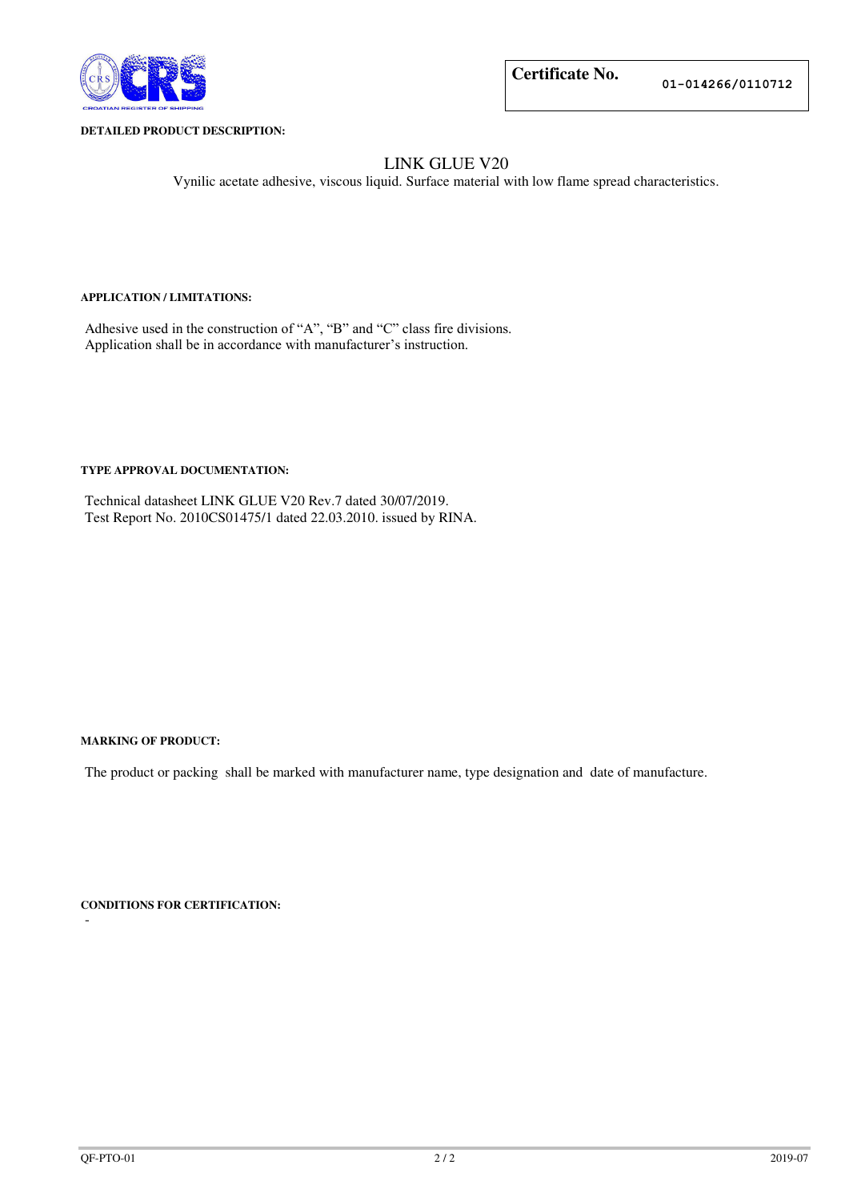**Certificate No.** 01-014266/0110712

**DETAILED PRODUCT DESCRIPTION:**

LINK GLUE V20

Vynilic acetate adhesive, viscous liquid. Surface material with low flame spread characteristics.

**APPLICATION / LIMITATIONS:**

Adhesive used in the construction of "A", "B" and "C" class fire divisions.
Application shall be in accordance with manufacturer's instruction.

**TYPE APPROVAL DOCUMENTATION:**

Technical datasheet LINK GLUE V20 Rev.7 dated 30/07/2019.
Test Report No. 2010CS01475/1 dated 22.03.2010. issued by RINA.

**MARKING OF PRODUCT:**

The product or packing shall be marked with manufacturer name, type designation and date of manufacture.

**CONDITIONS FOR CERTIFICATION:**

-